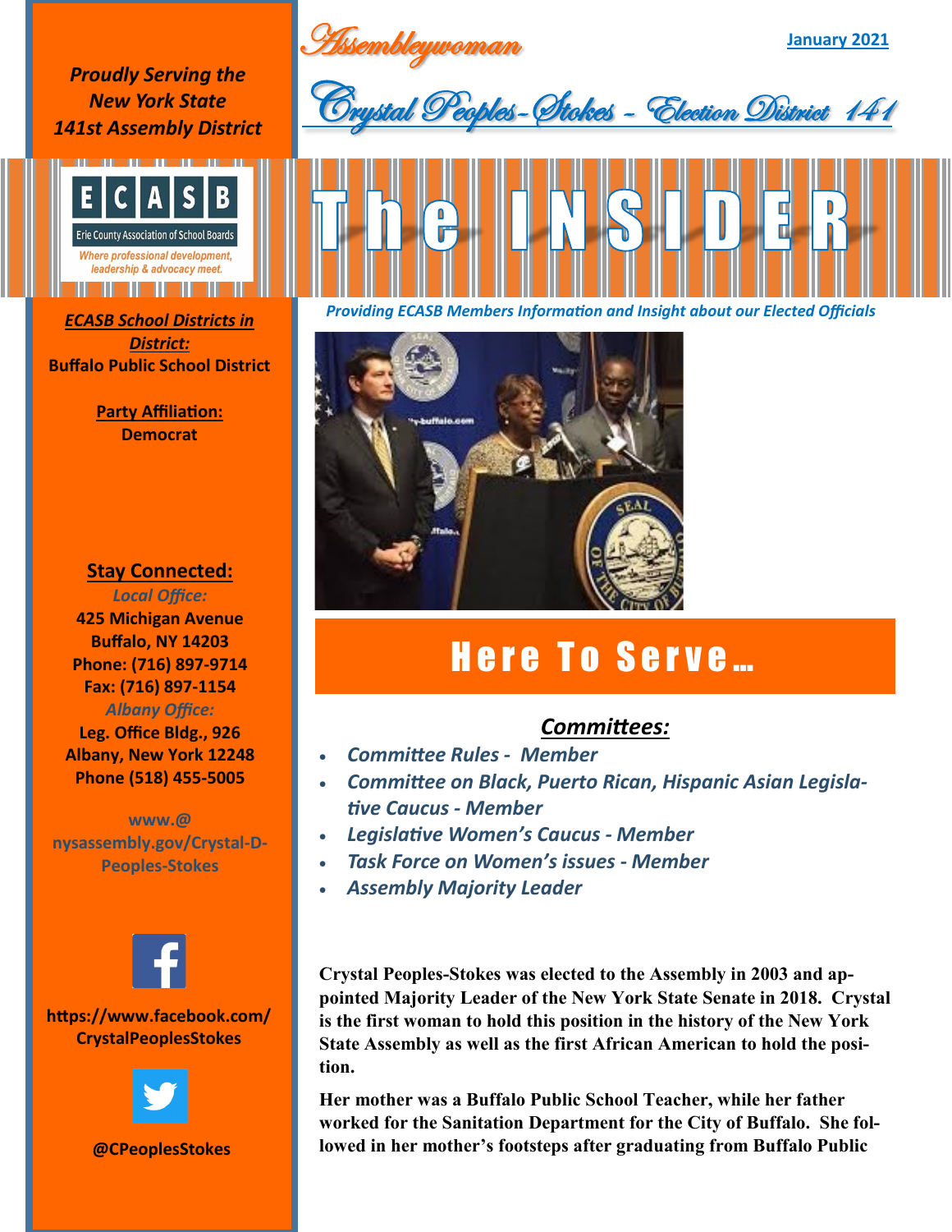# Assemblywoman

## Crystal Peoples-Stokes - Election District 141

January 2021

*Proudly Serving the New York State 141st Assembly District*

ECASB
Erie County Association of School Boards
*Where professional development, leadership & advocacy meet.*

# The INSIDER

*Providing ECASB Members Information and Insight about our Elected Officials*

***ECASB School Districts in District:***
**Buffalo Public School District**

**Party Affiliation:**
**Democrat**

## Stay Connected:

*Local Office:*
**425 Michigan Avenue**
**Buffalo, NY 14203**
**Phone: (716) 897-9714**
**Fax: (716) 897-1154**

*Albany Office:*
**Leg. Office Bldg., 926**
**Albany, New York 12248**
**Phone (518) 455-5005**

**www.@ nysassembly.gov/Crystal-D-Peoples-Stokes**

**https://www.facebook.com/CrystalPeoplesStokes**

**@CPeoplesStokes**

## Here To Serve...

### *Committees:*

- *Committee Rules - Member*
- *Committee on Black, Puerto Rican, Hispanic Asian Legislative Caucus - Member*
- *Legislative Women's Caucus - Member*
- *Task Force on Women's issues - Member*
- *Assembly Majority Leader*

**Crystal Peoples-Stokes was elected to the Assembly in 2003 and appointed Majority Leader of the New York State Senate in 2018. Crystal is the first woman to hold this position in the history of the New York State Assembly as well as the first African American to hold the position.**

**Her mother was a Buffalo Public School Teacher, while her father worked for the Sanitation Department for the City of Buffalo. She followed in her mother's footsteps after graduating from Buffalo Public**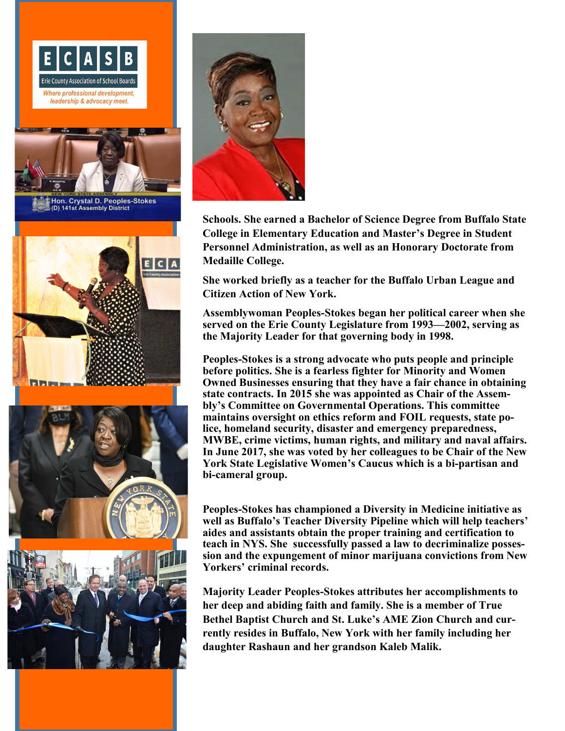**Schools. She earned a Bachelor of Science Degree from Buffalo State College in Elementary Education and Master's Degree in Student Personnel Administration, as well as an Honorary Doctorate from Medaille College.**

**She worked briefly as a teacher for the Buffalo Urban League and Citizen Action of New York.**

**Assemblywoman Peoples-Stokes began her political career when she served on the Erie County Legislature from 1993—2002, serving as the Majority Leader for that governing body in 1998.**

**Peoples-Stokes is a strong advocate who puts people and principle before politics. She is a fearless fighter for Minority and Women Owned Businesses ensuring that they have a fair chance in obtaining state contracts. In 2015 she was appointed as Chair of the Assembly's Committee on Governmental Operations. This committee maintains oversight on ethics reform and FOIL requests, state police, homeland security, disaster and emergency preparedness, MWBE, crime victims, human rights, and military and naval affairs. In June 2017, she was voted by her colleagues to be Chair of the New York State Legislative Women's Caucus which is a bi-partisan and bi-cameral group.**

**Peoples-Stokes has championed a Diversity in Medicine initiative as well as Buffalo's Teacher Diversity Pipeline which will help teachers' aides and assistants obtain the proper training and certification to teach in NYS. She successfully passed a law to decriminalize possession and the expungement of minor marijuana convictions from New Yorkers' criminal records.**

**Majority Leader Peoples-Stokes attributes her accomplishments to her deep and abiding faith and family. She is a member of True Bethel Baptist Church and St. Luke's AME Zion Church and currently resides in Buffalo, New York with her family including her daughter Rashaun and her grandson Kaleb Malik.**